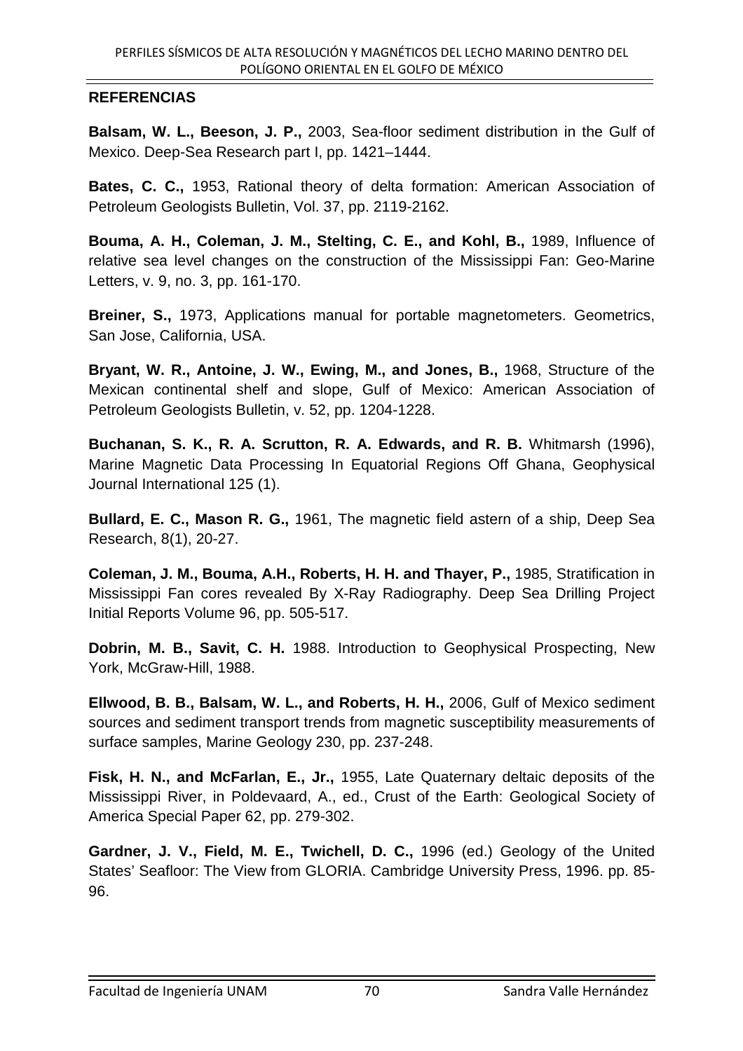## REFERENCIAS

**Balsam, W. L., Beeson, J. P.,** 2003, Sea-floor sediment distribution in the Gulf of Mexico. Deep-Sea Research part I, pp. 1421–1444.

**Bates, C. C.,** 1953, Rational theory of delta formation: American Association of Petroleum Geologists Bulletin, Vol. 37, pp. 2119-2162.

**Bouma, A. H., Coleman, J. M., Stelting, C. E., and Kohl, B.,** 1989, Influence of relative sea level changes on the construction of the Mississippi Fan: Geo-Marine Letters, v. 9, no. 3, pp. 161-170.

**Breiner, S.,** 1973, Applications manual for portable magnetometers. Geometrics, San Jose, California, USA.

**Bryant, W. R., Antoine, J. W., Ewing, M., and Jones, B.,** 1968, Structure of the Mexican continental shelf and slope, Gulf of Mexico: American Association of Petroleum Geologists Bulletin, v. 52, pp. 1204-1228.

**Buchanan, S. K., R. A. Scrutton, R. A. Edwards, and R. B.** Whitmarsh (1996), Marine Magnetic Data Processing In Equatorial Regions Off Ghana, Geophysical Journal International 125 (1).

**Bullard, E. C., Mason R. G.,** 1961, The magnetic field astern of a ship, Deep Sea Research, 8(1), 20-27.

**Coleman, J. M., Bouma, A.H., Roberts, H. H. and Thayer, P.,** 1985, Stratification in Mississippi Fan cores revealed By X-Ray Radiography. Deep Sea Drilling Project Initial Reports Volume 96, pp. 505-517.

**Dobrin, M. B., Savit, C. H.** 1988. Introduction to Geophysical Prospecting, New York, McGraw-Hill, 1988.

**Ellwood, B. B., Balsam, W. L., and Roberts, H. H.,** 2006, Gulf of Mexico sediment sources and sediment transport trends from magnetic susceptibility measurements of surface samples, Marine Geology 230, pp. 237-248.

**Fisk, H. N., and McFarlan, E., Jr.,** 1955, Late Quaternary deltaic deposits of the Mississippi River, in Poldevaard, A., ed., Crust of the Earth: Geological Society of America Special Paper 62, pp. 279-302.

**Gardner, J. V., Field, M. E., Twichell, D. C.,** 1996 (ed.) Geology of the United States' Seafloor: The View from GLORIA. Cambridge University Press, 1996. pp. 85-96.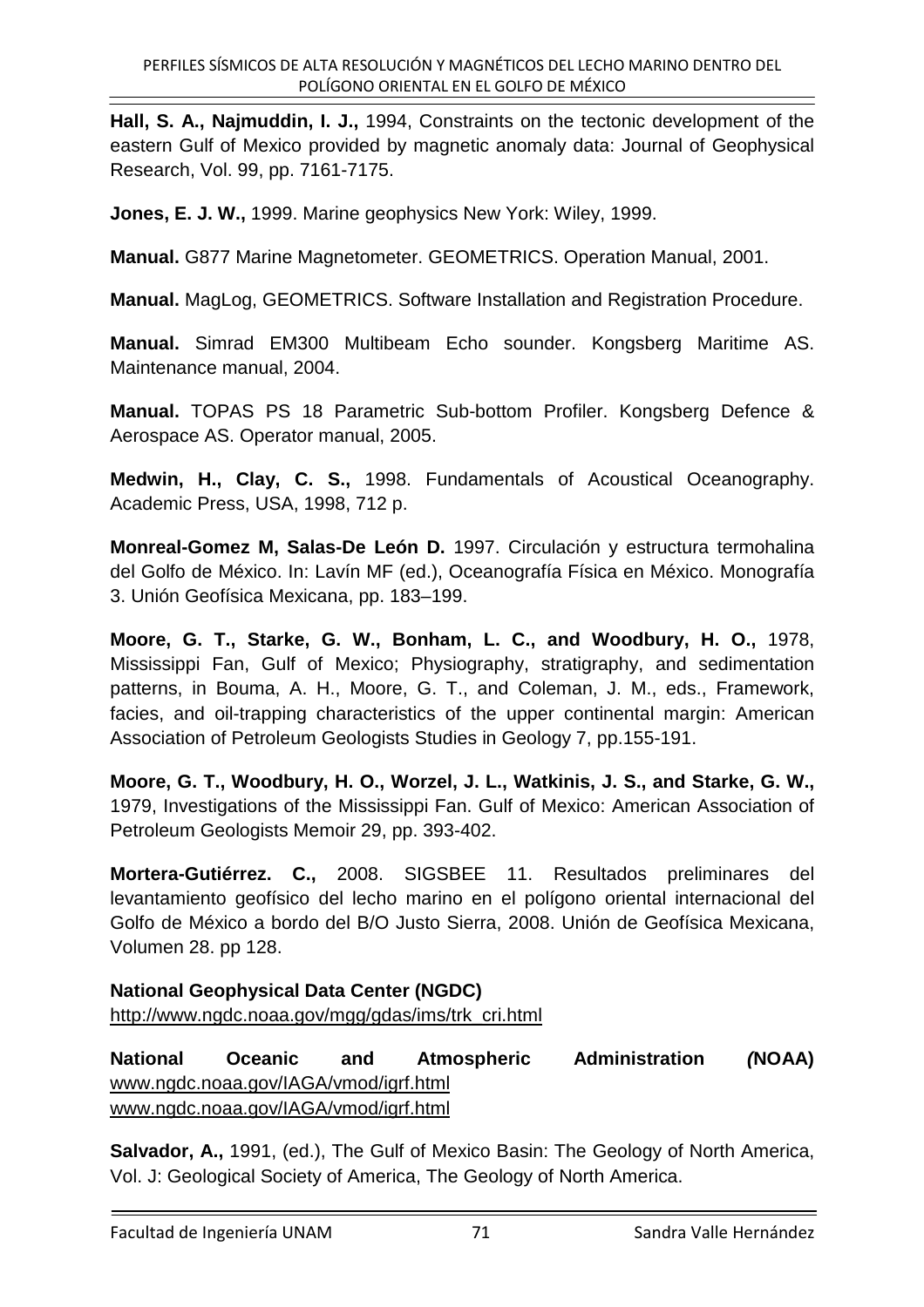**Hall, S. A., Najmuddin, I. J.,** 1994, Constraints on the tectonic development of the eastern Gulf of Mexico provided by magnetic anomaly data: Journal of Geophysical Research, Vol. 99, pp. 7161-7175.

**Jones, E. J. W.,** 1999. Marine geophysics New York: Wiley, 1999.

**Manual.** G877 Marine Magnetometer. GEOMETRICS. Operation Manual, 2001.

**Manual.** MagLog, GEOMETRICS. Software Installation and Registration Procedure.

**Manual.** Simrad EM300 Multibeam Echo sounder. Kongsberg Maritime AS. Maintenance manual, 2004.

**Manual.** TOPAS PS 18 Parametric Sub-bottom Profiler. Kongsberg Defence & Aerospace AS. Operator manual, 2005.

**Medwin, H., Clay, C. S.,** 1998. Fundamentals of Acoustical Oceanography. Academic Press, USA, 1998, 712 p.

**Monreal-Gomez M, Salas-De León D.** 1997. Circulación y estructura termohalina del Golfo de México. In: Lavín MF (ed.), Oceanografía Física en México. Monografía 3. Unión Geofísica Mexicana, pp. 183–199.

**Moore, G. T., Starke, G. W., Bonham, L. C., and Woodbury, H. O.,** 1978, Mississippi Fan, Gulf of Mexico; Physiography, stratigraphy, and sedimentation patterns, in Bouma, A. H., Moore, G. T., and Coleman, J. M., eds., Framework, facies, and oil-trapping characteristics of the upper continental margin: American Association of Petroleum Geologists Studies in Geology 7, pp.155-191.

**Moore, G. T., Woodbury, H. O., Worzel, J. L., Watkinis, J. S., and Starke, G. W.,** 1979, Investigations of the Mississippi Fan. Gulf of Mexico: American Association of Petroleum Geologists Memoir 29, pp. 393-402.

**Mortera-Gutiérrez. C.,** 2008. SIGSBEE 11. Resultados preliminares del levantamiento geofísico del lecho marino en el polígono oriental internacional del Golfo de México a bordo del B/O Justo Sierra, 2008. Unión de Geofísica Mexicana, Volumen 28. pp 128.

**National Geophysical Data Center (NGDC)**
http://www.ngdc.noaa.gov/mgg/gdas/ims/trk_cri.html

**National Oceanic and Atmospheric Administration (NOAA)**
www.ngdc.noaa.gov/IAGA/vmod/igrf.html
www.ngdc.noaa.gov/IAGA/vmod/igrf.html

**Salvador, A.,** 1991, (ed.), The Gulf of Mexico Basin: The Geology of North America, Vol. J: Geological Society of America, The Geology of North America.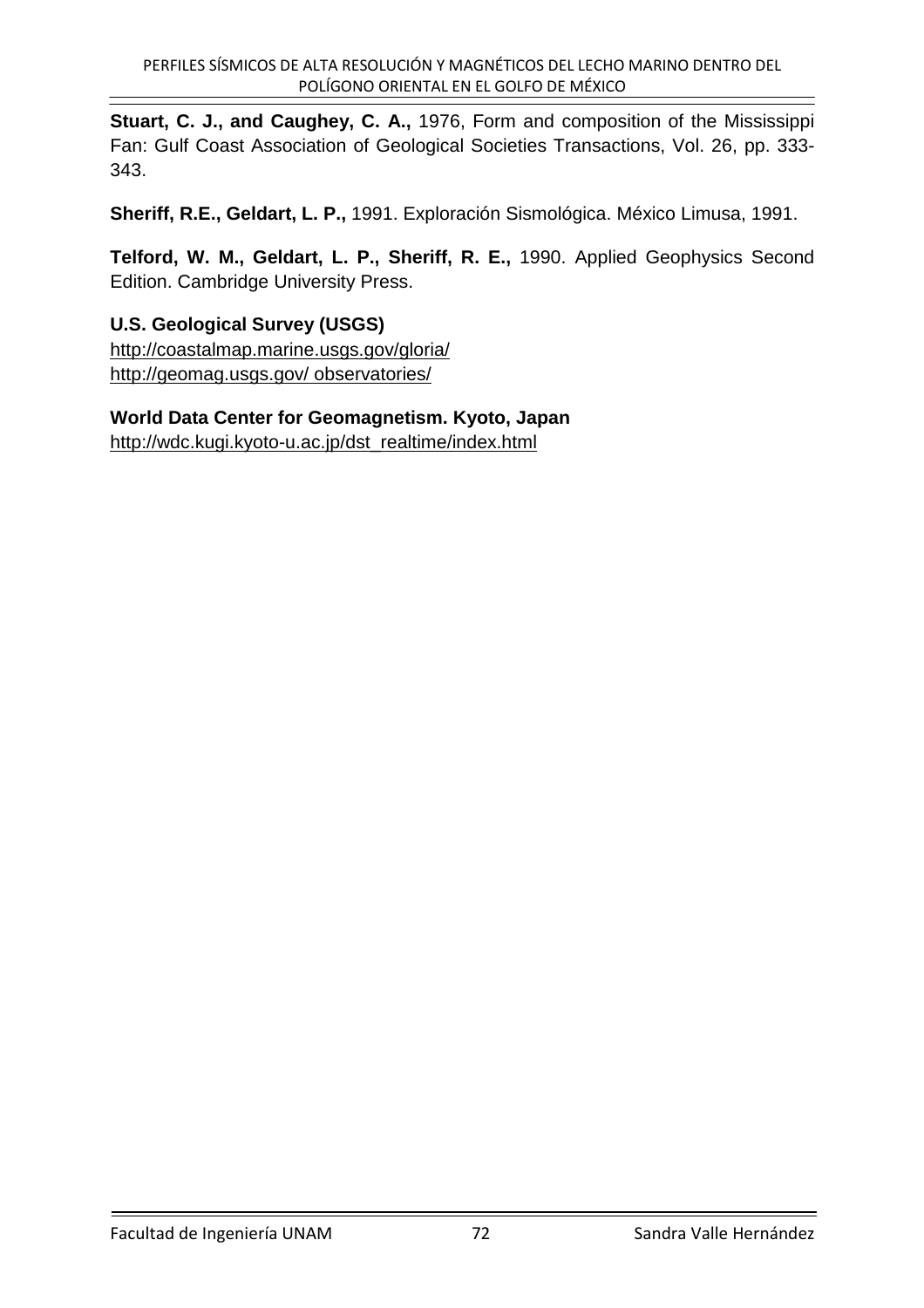**Stuart, C. J., and Caughey, C. A.,** 1976, Form and composition of the Mississippi Fan: Gulf Coast Association of Geological Societies Transactions, Vol. 26, pp. 333-343.

**Sheriff, R.E., Geldart, L. P.,** 1991. Exploración Sismológica. México Limusa, 1991.

**Telford, W. M., Geldart, L. P., Sheriff, R. E.,** 1990. Applied Geophysics Second Edition. Cambridge University Press.

**U.S. Geological Survey (USGS)**
http://coastalmap.marine.usgs.gov/gloria/
http://geomag.usgs.gov/ observatories/

**World Data Center for Geomagnetism. Kyoto, Japan**
http://wdc.kugi.kyoto-u.ac.jp/dst_realtime/index.html